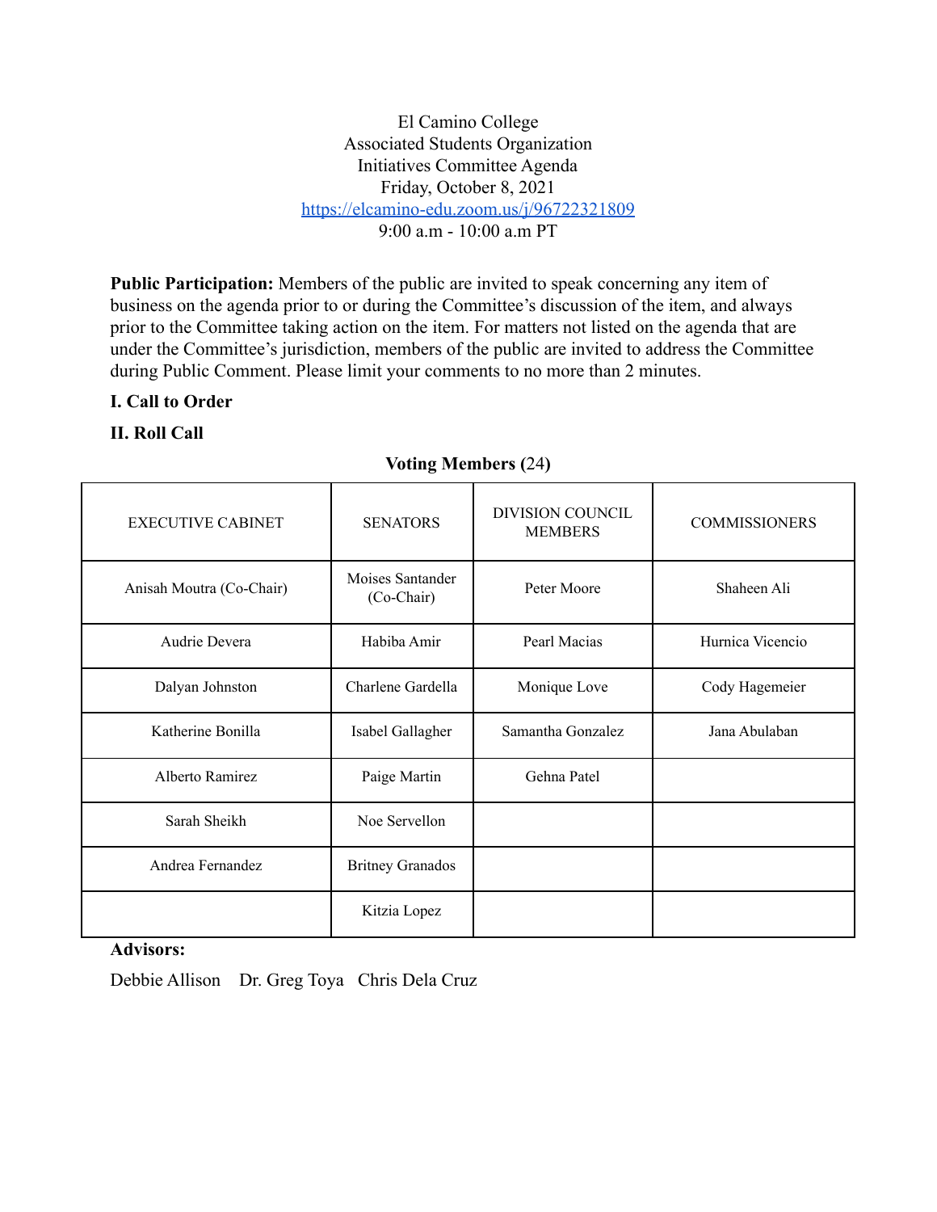El Camino College
Associated Students Organization
Initiatives Committee Agenda
Friday, October 8, 2021
https://elcamino-edu.zoom.us/j/96722321809
9:00 a.m - 10:00 a.m PT

**Public Participation:** Members of the public are invited to speak concerning any item of business on the agenda prior to or during the Committee's discussion of the item, and always prior to the Committee taking action on the item. For matters not listed on the agenda that are under the Committee's jurisdiction, members of the public are invited to address the Committee during Public Comment. Please limit your comments to no more than 2 minutes.

**I. Call to Order**

**II. Roll Call**

**Voting Members (24)**

| EXECUTIVE CABINET | SENATORS | DIVISION COUNCIL MEMBERS | COMMISSIONERS |
|---|---|---|---|
| Anisah Moutra (Co-Chair) | Moises Santander (Co-Chair) | Peter Moore | Shaheen Ali |
| Audrie Devera | Habiba Amir | Pearl Macias | Hurnica Vicencio |
| Dalyan Johnston | Charlene Gardella | Monique Love | Cody Hagemeier |
| Katherine Bonilla | Isabel Gallagher | Samantha Gonzalez | Jana Abulaban |
| Alberto Ramirez | Paige Martin | Gehna Patel | |
| Sarah Sheikh | Noe Servellon | | |
| Andrea Fernandez | Britney Granados | | |
| | Kitzia Lopez | | |

**Advisors:**

Debbie Allison Dr. Greg Toya Chris Dela Cruz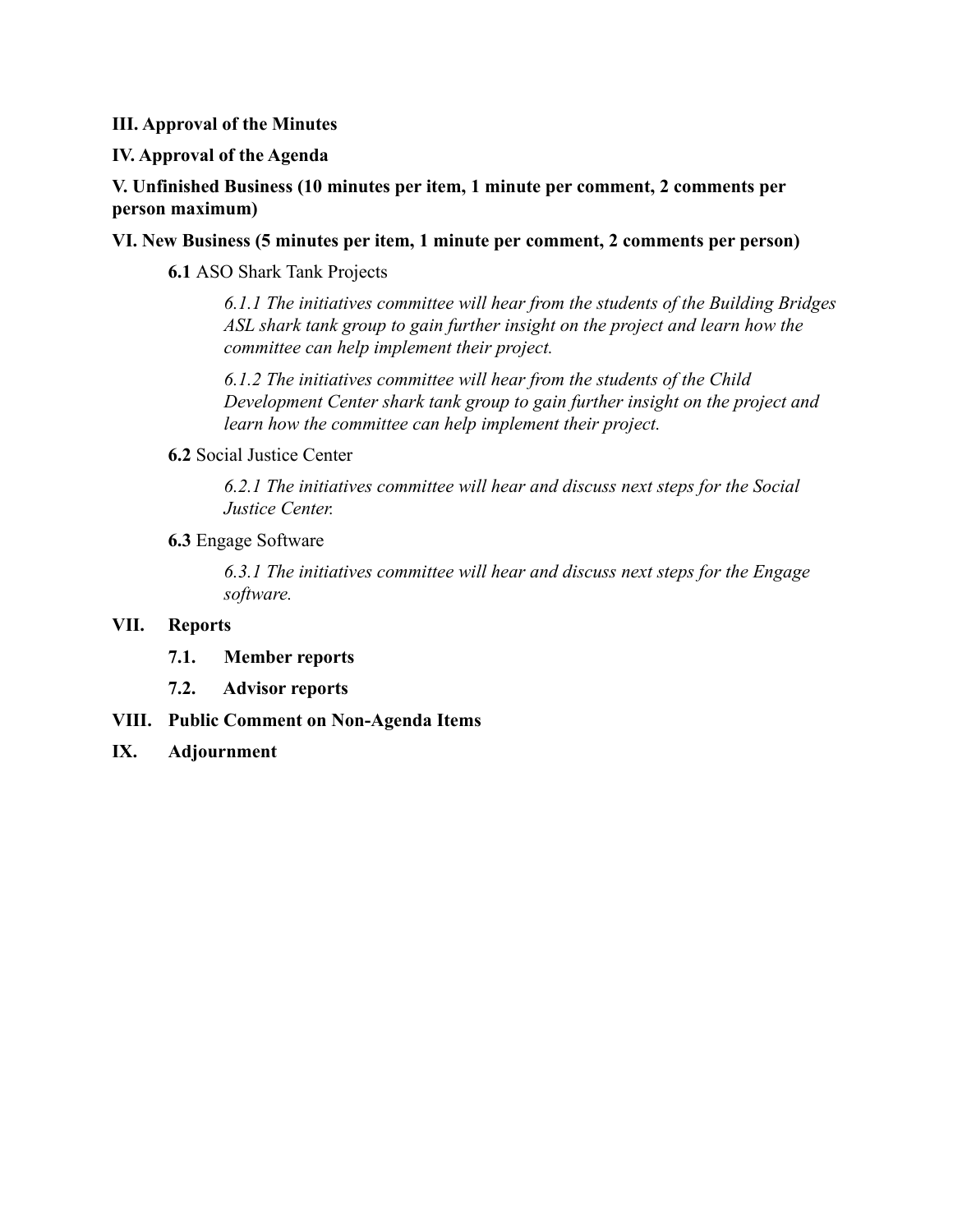**III. Approval of the Minutes**

**IV. Approval of the Agenda**

**V. Unfinished Business (10 minutes per item, 1 minute per comment, 2 comments per person maximum)**

**VI. New Business (5 minutes per item, 1 minute per comment, 2 comments per person)**

**6.1** ASO Shark Tank Projects

*6.1.1 The initiatives committee will hear from the students of the Building Bridges ASL shark tank group to gain further insight on the project and learn how the committee can help implement their project.*

*6.1.2 The initiatives committee will hear from the students of the Child Development Center shark tank group to gain further insight on the project and learn how the committee can help implement their project.*

**6.2** Social Justice Center

*6.2.1 The initiatives committee will hear and discuss next steps for the Social Justice Center.*

**6.3** Engage Software

*6.3.1 The initiatives committee will hear and discuss next steps for the Engage software.*

**VII. Reports**

**7.1. Member reports**

**7.2. Advisor reports**

**VIII. Public Comment on Non-Agenda Items**

**IX. Adjournment**